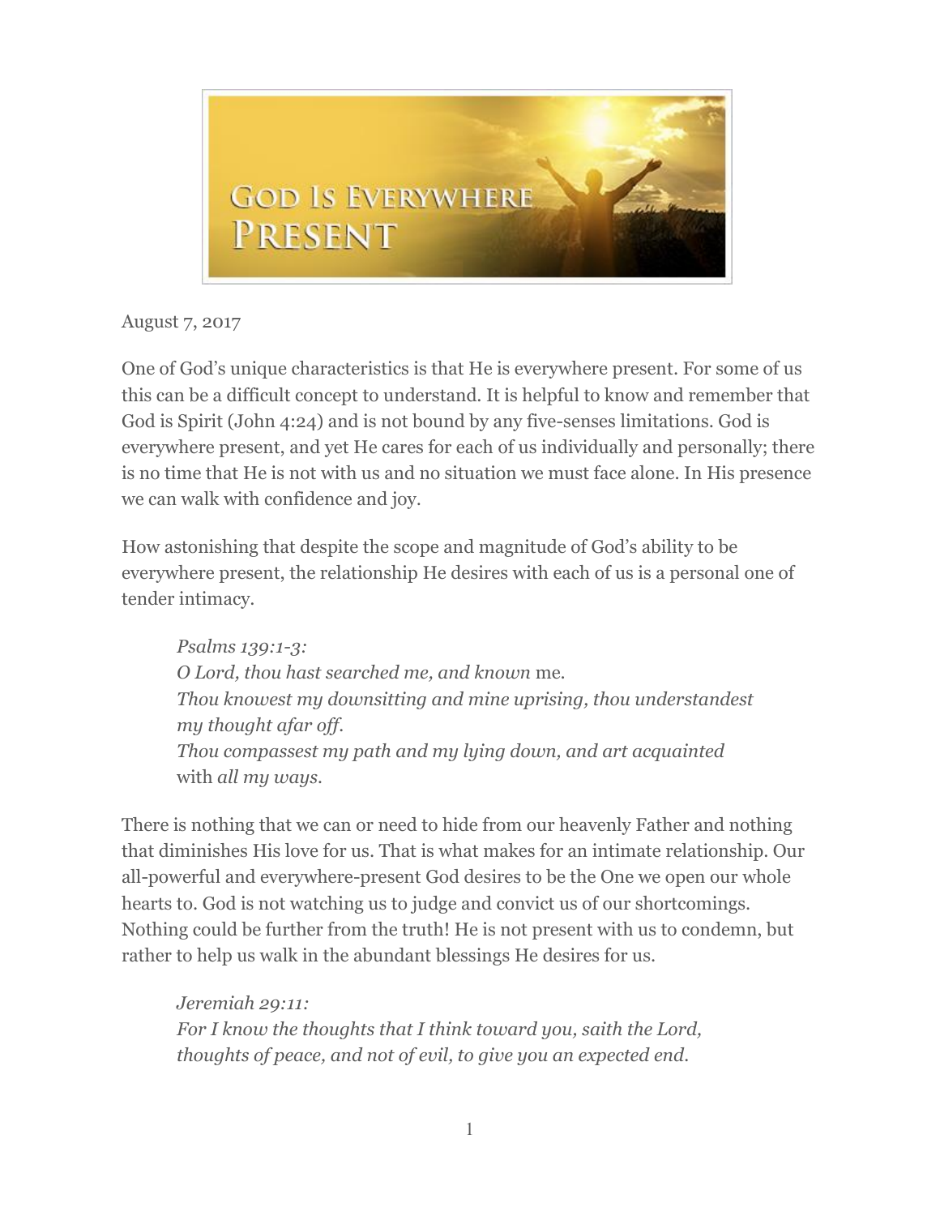# God Is Everywhere Present

August 7, 2017

One of God's unique characteristics is that He is everywhere present. For some of us this can be a difficult concept to understand. It is helpful to know and remember that God is Spirit (John 4:24) and is not bound by any five-senses limitations. God is everywhere present, and yet He cares for each of us individually and personally; there is no time that He is not with us and no situation we must face alone. In His presence we can walk with confidence and joy.

How astonishing that despite the scope and magnitude of God's ability to be everywhere present, the relationship He desires with each of us is a personal one of tender intimacy.

> *Psalms 139:1-3:*
> *O Lord, thou hast searched me, and known* me.
> *Thou knowest my downsitting and mine uprising, thou understandest my thought afar off.*
> *Thou compassest my path and my lying down, and art acquainted* with *all my ways.*

There is nothing that we can or need to hide from our heavenly Father and nothing that diminishes His love for us. That is what makes for an intimate relationship. Our all-powerful and everywhere-present God desires to be the One we open our whole hearts to. God is not watching us to judge and convict us of our shortcomings. Nothing could be further from the truth! He is not present with us to condemn, but rather to help us walk in the abundant blessings He desires for us.

> *Jeremiah 29:11:*
> *For I know the thoughts that I think toward you, saith the Lord, thoughts of peace, and not of evil, to give you an expected end.*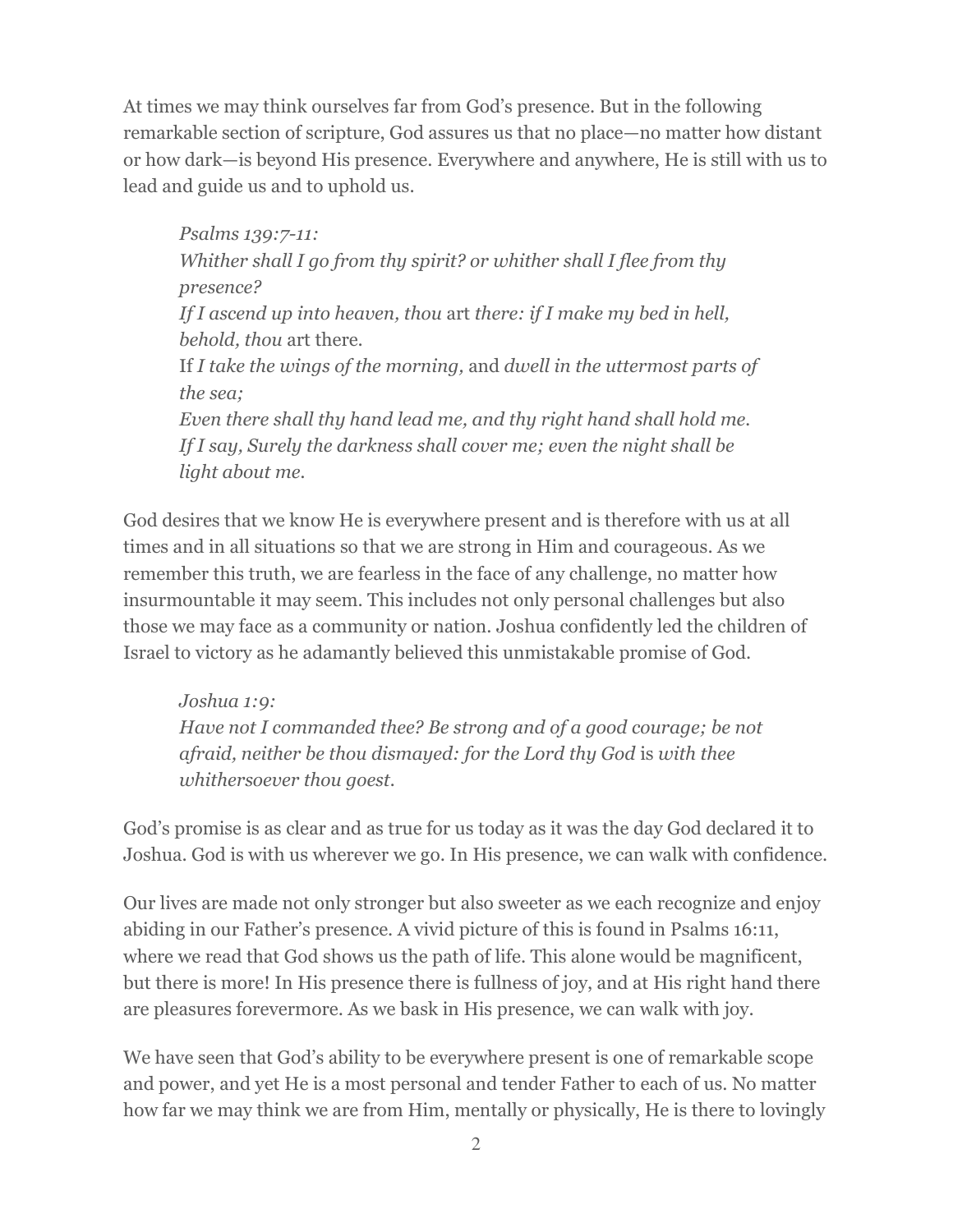At times we may think ourselves far from God's presence. But in the following remarkable section of scripture, God assures us that no place—no matter how distant or how dark—is beyond His presence. Everywhere and anywhere, He is still with us to lead and guide us and to uphold us.

> *Psalms 139:7-11:*
> *Whither shall I go from thy spirit? or whither shall I flee from thy presence?*
> *If I ascend up into heaven, thou* art *there: if I make my bed in hell, behold, thou* art there.
> If *I take the wings of the morning,* and *dwell in the uttermost parts of the sea;*
> *Even there shall thy hand lead me, and thy right hand shall hold me.*
> *If I say, Surely the darkness shall cover me; even the night shall be light about me.*

God desires that we know He is everywhere present and is therefore with us at all times and in all situations so that we are strong in Him and courageous. As we remember this truth, we are fearless in the face of any challenge, no matter how insurmountable it may seem. This includes not only personal challenges but also those we may face as a community or nation. Joshua confidently led the children of Israel to victory as he adamantly believed this unmistakable promise of God.

> *Joshua 1:9:*
> *Have not I commanded thee? Be strong and of a good courage; be not afraid, neither be thou dismayed: for the Lord thy God* is *with thee whithersoever thou goest.*

God's promise is as clear and as true for us today as it was the day God declared it to Joshua. God is with us wherever we go. In His presence, we can walk with confidence.

Our lives are made not only stronger but also sweeter as we each recognize and enjoy abiding in our Father's presence. A vivid picture of this is found in Psalms 16:11, where we read that God shows us the path of life. This alone would be magnificent, but there is more! In His presence there is fullness of joy, and at His right hand there are pleasures forevermore. As we bask in His presence, we can walk with joy.

We have seen that God's ability to be everywhere present is one of remarkable scope and power, and yet He is a most personal and tender Father to each of us. No matter how far we may think we are from Him, mentally or physically, He is there to lovingly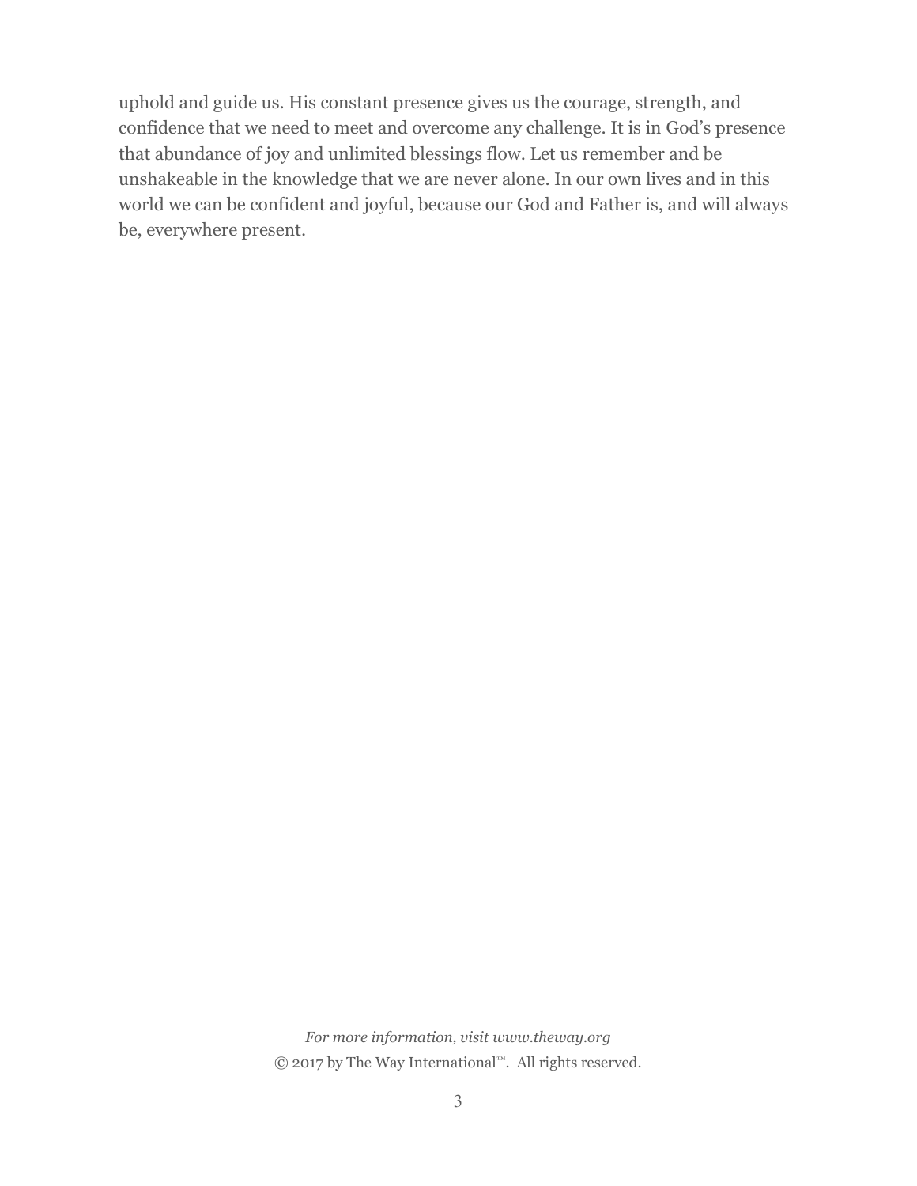uphold and guide us. His constant presence gives us the courage, strength, and confidence that we need to meet and overcome any challenge. It is in God's presence that abundance of joy and unlimited blessings flow. Let us remember and be unshakeable in the knowledge that we are never alone. In our own lives and in this world we can be confident and joyful, because our God and Father is, and will always be, everywhere present.

*For more information, visit www.theway.org*

© 2017 by The Way International™. All rights reserved.